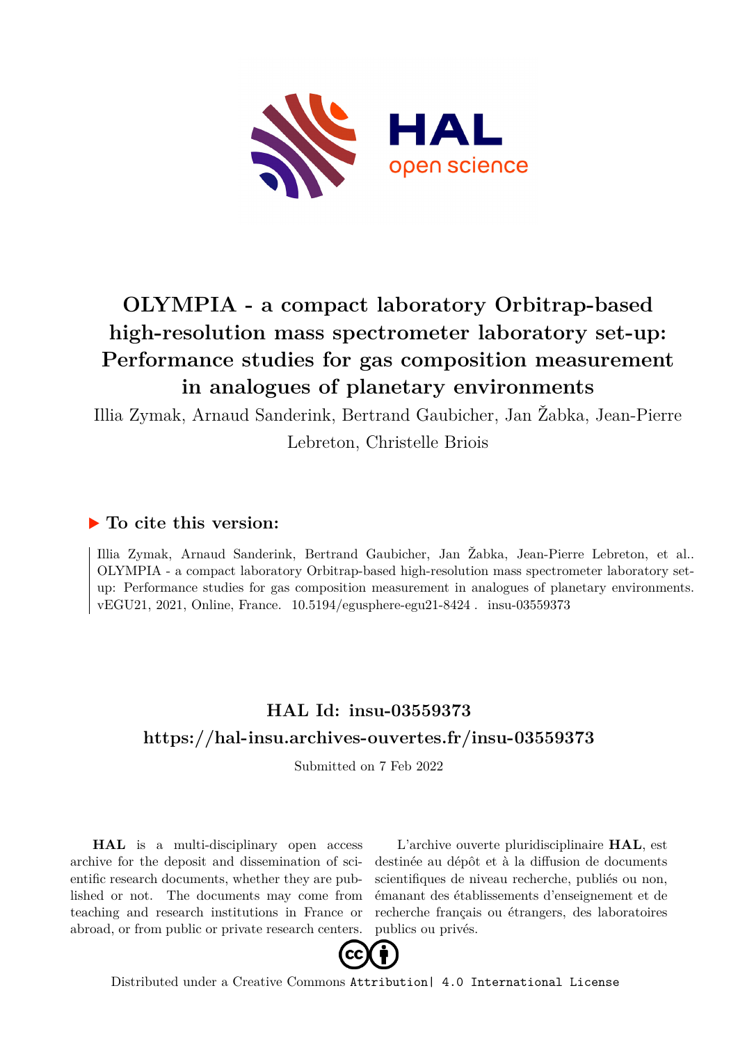# OLYMPIA - a compact laboratory Orbitrap-based high-resolution mass spectrometer laboratory set-up: Performance studies for gas composition measurement in analogues of planetary environments

Illia Zymak, Arnaud Sanderink, Bertrand Gaubicher, Jan Žabka, Jean-Pierre Lebreton, Christelle Briois

## ▶ To cite this version:

Illia Zymak, Arnaud Sanderink, Bertrand Gaubicher, Jan Žabka, Jean-Pierre Lebreton, et al.. OLYMPIA - a compact laboratory Orbitrap-based high-resolution mass spectrometer laboratory set-up: Performance studies for gas composition measurement in analogues of planetary environments. vEGU21, 2021, Online, France. 10.5194/egusphere-egu21-8424 . insu-03559373

## HAL Id: insu-03559373

## https://hal-insu.archives-ouvertes.fr/insu-03559373

Submitted on 7 Feb 2022

**HAL** is a multi-disciplinary open access archive for the deposit and dissemination of scientific research documents, whether they are published or not. The documents may come from teaching and research institutions in France or abroad, or from public or private research centers.

L'archive ouverte pluridisciplinaire **HAL**, est destinée au dépôt et à la diffusion de documents scientifiques de niveau recherche, publiés ou non, émanant des établissements d'enseignement et de recherche français ou étrangers, des laboratoires publics ou privés.

Distributed under a Creative Commons Attribution| 4.0 International License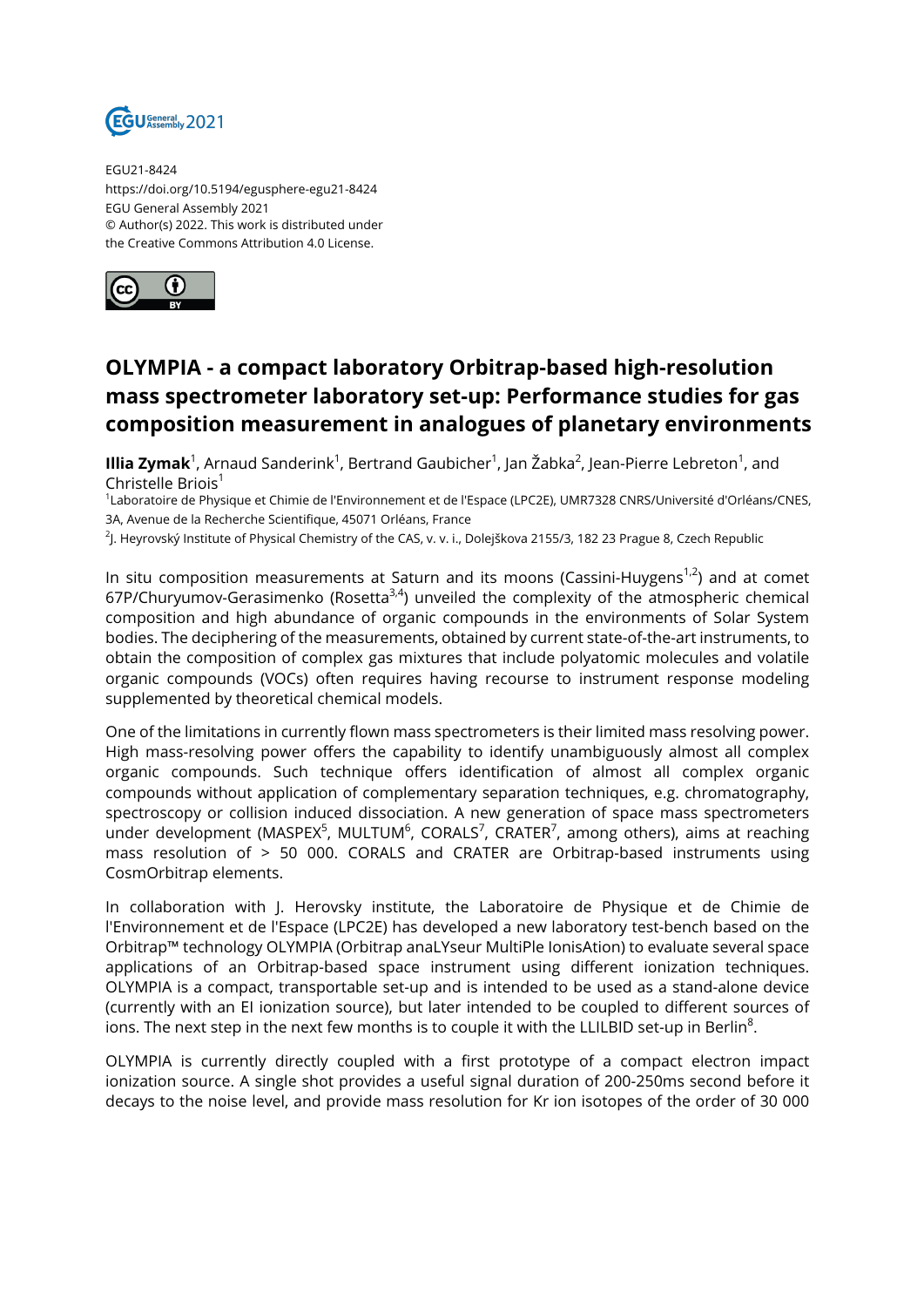EGU21-8424
https://doi.org/10.5194/egusphere-egu21-8424
EGU General Assembly 2021
© Author(s) 2022. This work is distributed under
the Creative Commons Attribution 4.0 License.

# OLYMPIA - a compact laboratory Orbitrap-based high-resolution mass spectrometer laboratory set-up: Performance studies for gas composition measurement in analogues of planetary environments

**Illia Zymak**[1], Arnaud Sanderink[1], Bertrand Gaubicher[1], Jan Žabka[2], Jean-Pierre Lebreton[1], and Christelle Briois[1]

[1]Laboratoire de Physique et Chimie de l'Environnement et de l'Espace (LPC2E), UMR7328 CNRS/Université d'Orléans/CNES, 3A, Avenue de la Recherche Scientifique, 45071 Orléans, France

[2]J. Heyrovský Institute of Physical Chemistry of the CAS, v. v. i., Dolejškova 2155/3, 182 23 Prague 8, Czech Republic

In situ composition measurements at Saturn and its moons (Cassini-Huygens[1,2]) and at comet 67P/Churyumov-Gerasimenko (Rosetta[3,4]) unveiled the complexity of the atmospheric chemical composition and high abundance of organic compounds in the environments of Solar System bodies. The deciphering of the measurements, obtained by current state-of-the-art instruments, to obtain the composition of complex gas mixtures that include polyatomic molecules and volatile organic compounds (VOCs) often requires having recourse to instrument response modeling supplemented by theoretical chemical models.

One of the limitations in currently flown mass spectrometers is their limited mass resolving power. High mass-resolving power offers the capability to identify unambiguously almost all complex organic compounds. Such technique offers identification of almost all complex organic compounds without application of complementary separation techniques, e.g. chromatography, spectroscopy or collision induced dissociation. A new generation of space mass spectrometers under development (MASPEX[5], MULTUM[6], CORALS[7], CRATER[7], among others), aims at reaching mass resolution of > 50 000. CORALS and CRATER are Orbitrap-based instruments using CosmOrbitrap elements.

In collaboration with J. Herovsky institute, the Laboratoire de Physique et de Chimie de l'Environnement et de l'Espace (LPC2E) has developed a new laboratory test-bench based on the Orbitrap™ technology OLYMPIA (Orbitrap anaLYseur MultiPle IonisAtion) to evaluate several space applications of an Orbitrap-based space instrument using different ionization techniques. OLYMPIA is a compact, transportable set-up and is intended to be used as a stand-alone device (currently with an EI ionization source), but later intended to be coupled to different sources of ions. The next step in the next few months is to couple it with the LLILBID set-up in Berlin[8].

OLYMPIA is currently directly coupled with a first prototype of a compact electron impact ionization source. A single shot provides a useful signal duration of 200-250ms second before it decays to the noise level, and provide mass resolution for Kr ion isotopes of the order of 30 000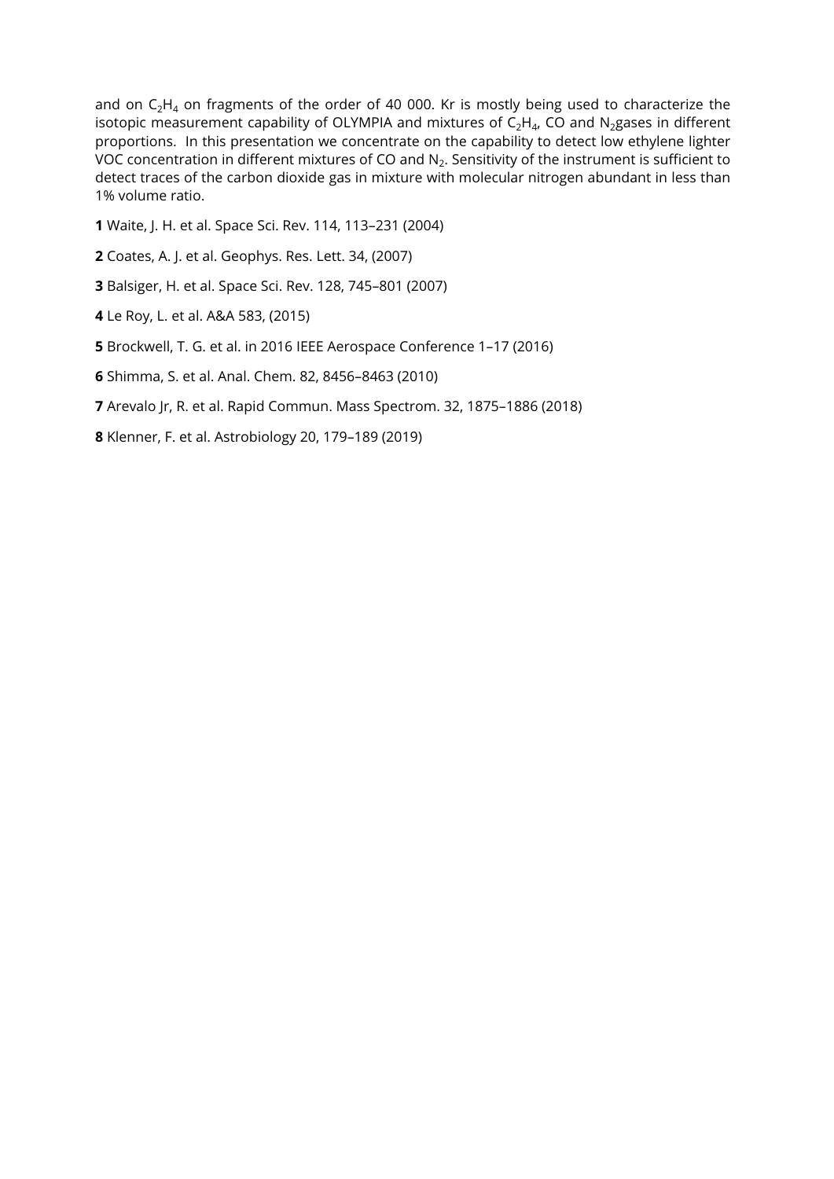and on $C_2H_4$ on fragments of the order of 40 000. Kr is mostly being used to characterize the isotopic measurement capability of OLYMPIA and mixtures of $C_2H_4$, CO and $N_2$gases in different proportions. In this presentation we concentrate on the capability to detect low ethylene lighter VOC concentration in different mixtures of CO and $N_2$. Sensitivity of the instrument is sufficient to detect traces of the carbon dioxide gas in mixture with molecular nitrogen abundant in less than 1% volume ratio.

**1** Waite, J. H. et al. Space Sci. Rev. 114, 113–231 (2004)

**2** Coates, A. J. et al. Geophys. Res. Lett. 34, (2007)

**3** Balsiger, H. et al. Space Sci. Rev. 128, 745–801 (2007)

**4** Le Roy, L. et al. A&A 583, (2015)

**5** Brockwell, T. G. et al. in 2016 IEEE Aerospace Conference 1–17 (2016)

**6** Shimma, S. et al. Anal. Chem. 82, 8456–8463 (2010)

**7** Arevalo Jr, R. et al. Rapid Commun. Mass Spectrom. 32, 1875–1886 (2018)

**8** Klenner, F. et al. Astrobiology 20, 179–189 (2019)